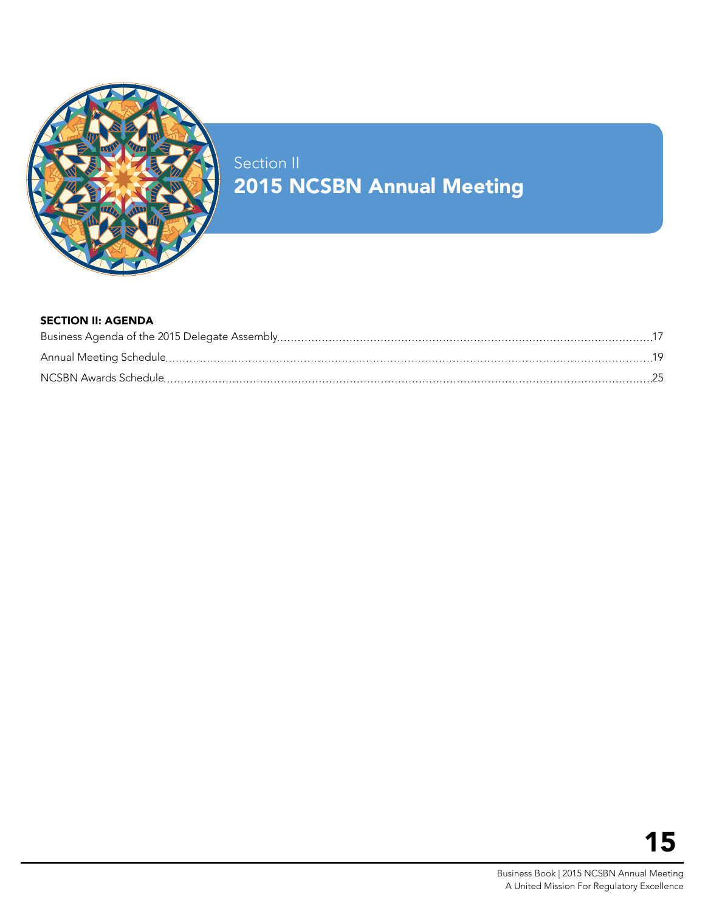Section II

# 2015 NCSBN Annual Meeting

**SECTION II: AGENDA**

Business Agenda of the 2015 Delegate Assembly .......... 17

Annual Meeting Schedule .......... 19

NCSBN Awards Schedule .......... 25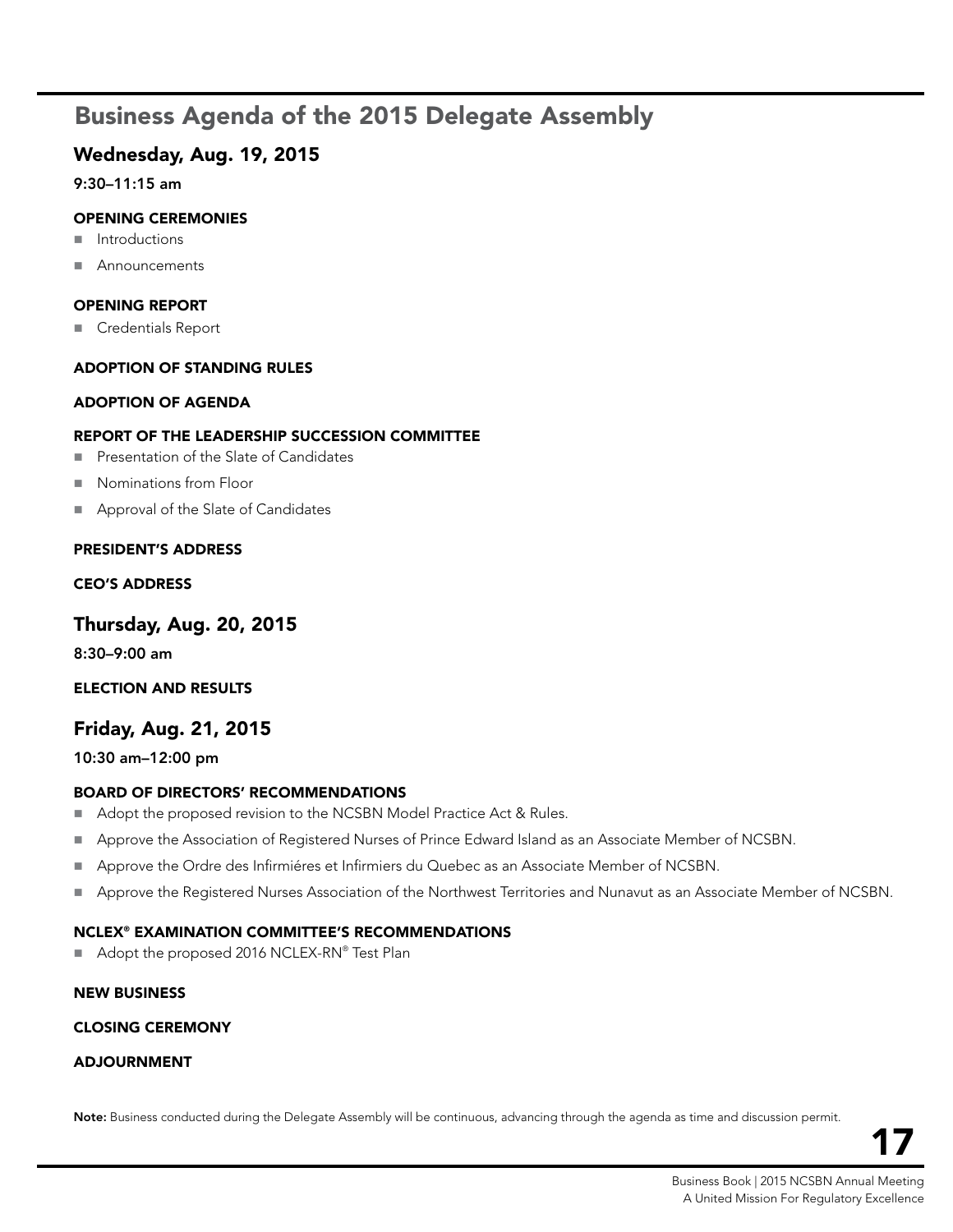# Business Agenda of the 2015 Delegate Assembly

## Wednesday, Aug. 19, 2015

**9:30–11:15 am**

### OPENING CEREMONIES

- Introductions
- Announcements

### OPENING REPORT

- Credentials Report

### ADOPTION OF STANDING RULES

### ADOPTION OF AGENDA

### REPORT OF THE LEADERSHIP SUCCESSION COMMITTEE

- Presentation of the Slate of Candidates
- Nominations from Floor
- Approval of the Slate of Candidates

### PRESIDENT'S ADDRESS

### CEO'S ADDRESS

## Thursday, Aug. 20, 2015

**8:30–9:00 am**

### ELECTION AND RESULTS

## Friday, Aug. 21, 2015

**10:30 am–12:00 pm**

### BOARD OF DIRECTORS' RECOMMENDATIONS

- Adopt the proposed revision to the NCSBN Model Practice Act & Rules.
- Approve the Association of Registered Nurses of Prince Edward Island as an Associate Member of NCSBN.
- Approve the Ordre des Infirmiéres et Infirmiers du Quebec as an Associate Member of NCSBN.
- Approve the Registered Nurses Association of the Northwest Territories and Nunavut as an Associate Member of NCSBN.

### NCLEX® EXAMINATION COMMITTEE'S RECOMMENDATIONS

- Adopt the proposed 2016 NCLEX-RN® Test Plan

### NEW BUSINESS

### CLOSING CEREMONY

### ADJOURNMENT

**Note:** Business conducted during the Delegate Assembly will be continuous, advancing through the agenda as time and discussion permit.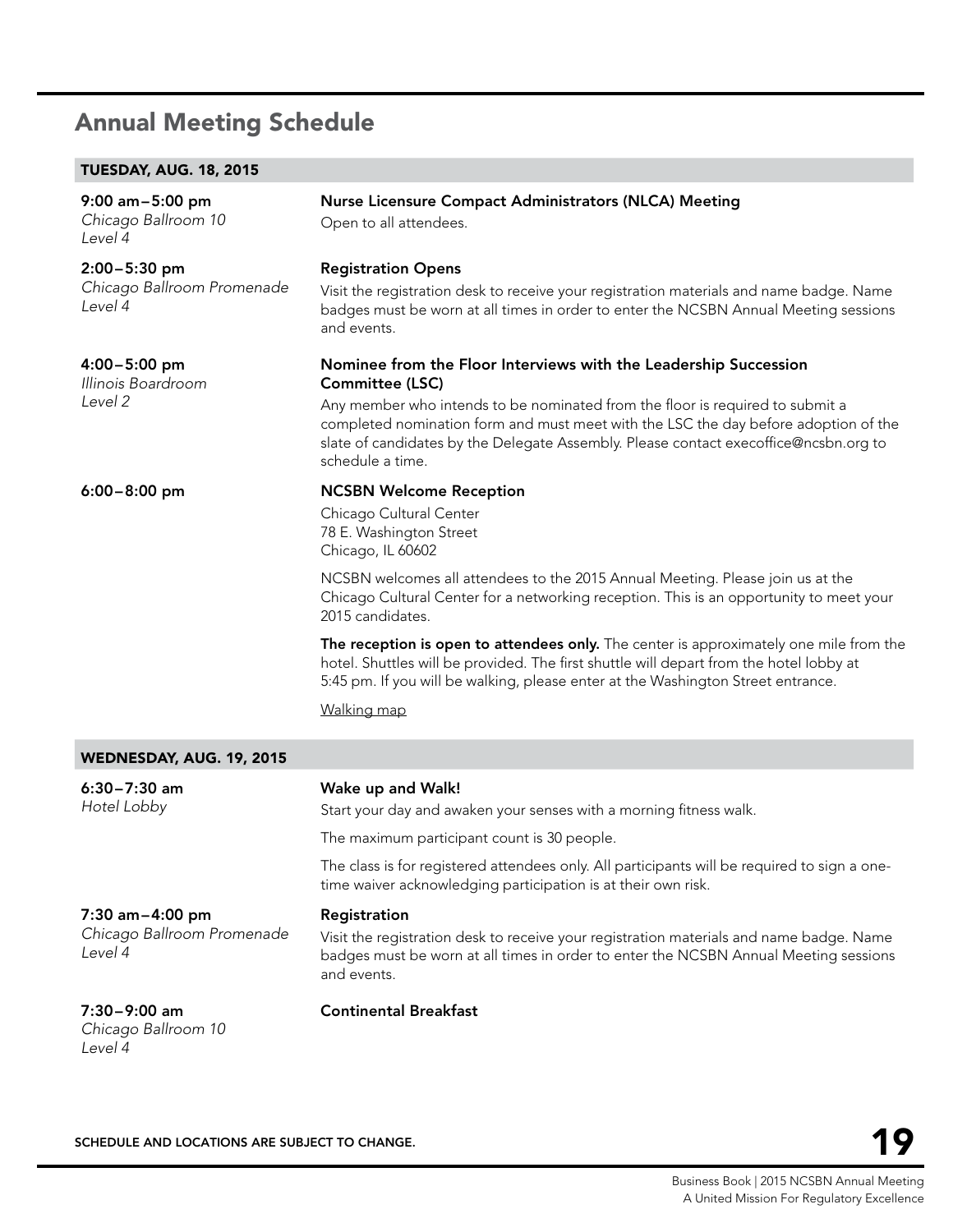## Annual Meeting Schedule

### TUESDAY, AUG. 18, 2015

**9:00 am–5:00 pm**
*Chicago Ballroom 10*
*Level 4*

**Nurse Licensure Compact Administrators (NLCA) Meeting**

Open to all attendees.

**2:00–5:30 pm**
*Chicago Ballroom Promenade*
*Level 4*

**Registration Opens**

Visit the registration desk to receive your registration materials and name badge. Name badges must be worn at all times in order to enter the NCSBN Annual Meeting sessions and events.

**4:00–5:00 pm**
*Illinois Boardroom*
*Level 2*

**Nominee from the Floor Interviews with the Leadership Succession Committee (LSC)**

Any member who intends to be nominated from the floor is required to submit a completed nomination form and must meet with the LSC the day before adoption of the slate of candidates by the Delegate Assembly. Please contact execoffice@ncsbn.org to schedule a time.

**6:00–8:00 pm**

**NCSBN Welcome Reception**

Chicago Cultural Center
78 E. Washington Street
Chicago, IL 60602

NCSBN welcomes all attendees to the 2015 Annual Meeting. Please join us at the Chicago Cultural Center for a networking reception. This is an opportunity to meet your 2015 candidates.

**The reception is open to attendees only.** The center is approximately one mile from the hotel. Shuttles will be provided. The first shuttle will depart from the hotel lobby at 5:45 pm. If you will be walking, please enter at the Washington Street entrance.

Walking map

### WEDNESDAY, AUG. 19, 2015

**6:30–7:30 am**
*Hotel Lobby*

**Wake up and Walk!**

Start your day and awaken your senses with a morning fitness walk.

The maximum participant count is 30 people.

The class is for registered attendees only. All participants will be required to sign a one-time waiver acknowledging participation is at their own risk.

**7:30 am–4:00 pm**
*Chicago Ballroom Promenade*
*Level 4*

**Registration**

Visit the registration desk to receive your registration materials and name badge. Name badges must be worn at all times in order to enter the NCSBN Annual Meeting sessions and events.

**7:30–9:00 am**
*Chicago Ballroom 10*
*Level 4*

**Continental Breakfast**

SCHEDULE AND LOCATIONS ARE SUBJECT TO CHANGE.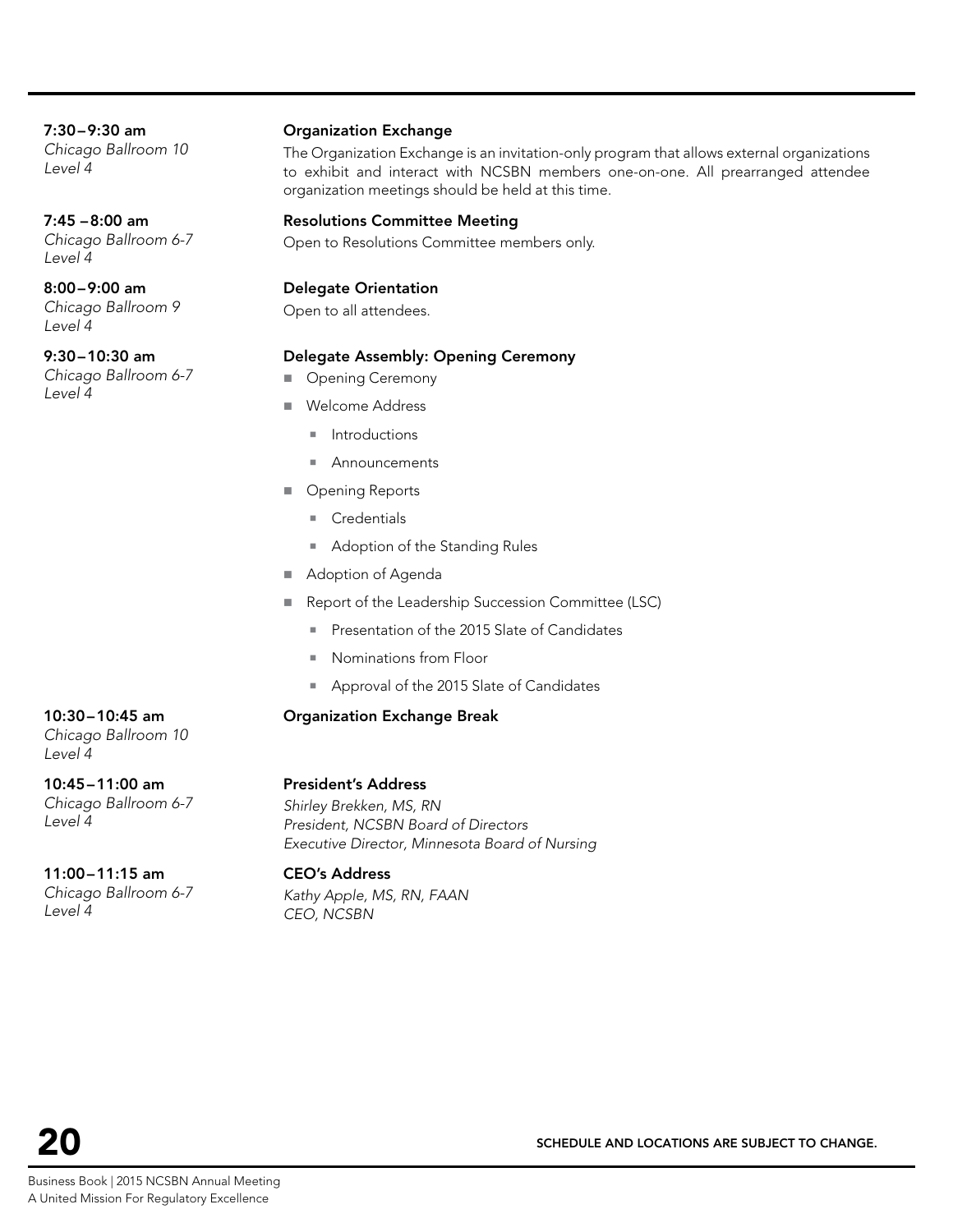**7:30–9:30 am**
*Chicago Ballroom 10*
*Level 4*

**Organization Exchange**

The Organization Exchange is an invitation-only program that allows external organizations to exhibit and interact with NCSBN members one-on-one. All prearranged attendee organization meetings should be held at this time.

**7:45 –8:00 am**
*Chicago Ballroom 6-7*
*Level 4*

**Resolutions Committee Meeting**

Open to Resolutions Committee members only.

**8:00–9:00 am**
*Chicago Ballroom 9*
*Level 4*

**Delegate Orientation**

Open to all attendees.

**9:30–10:30 am**
*Chicago Ballroom 6-7*
*Level 4*

**Delegate Assembly: Opening Ceremony**

- Opening Ceremony
- Welcome Address
  - Introductions
  - Announcements
- Opening Reports
  - Credentials
  - Adoption of the Standing Rules
- Adoption of Agenda
- Report of the Leadership Succession Committee (LSC)
  - Presentation of the 2015 Slate of Candidates
  - Nominations from Floor
  - Approval of the 2015 Slate of Candidates

**10:30–10:45 am**
*Chicago Ballroom 10*
*Level 4*

**Organization Exchange Break**

**10:45–11:00 am**
*Chicago Ballroom 6-7*
*Level 4*

**President's Address**

*Shirley Brekken, MS, RN*
*President, NCSBN Board of Directors*
*Executive Director, Minnesota Board of Nursing*

**11:00–11:15 am**
*Chicago Ballroom 6-7*
*Level 4*

**CEO's Address**

*Kathy Apple, MS, RN, FAAN*
*CEO, NCSBN*

SCHEDULE AND LOCATIONS ARE SUBJECT TO CHANGE.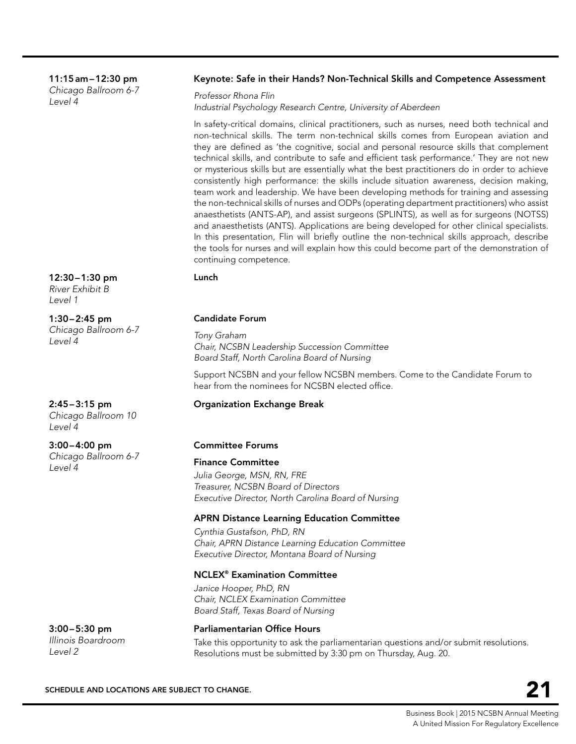**11:15 am – 12:30 pm**
*Chicago Ballroom 6-7*
*Level 4*

### Keynote: Safe in their Hands? Non-Technical Skills and Competence Assessment

*Professor Rhona Flin*
*Industrial Psychology Research Centre, University of Aberdeen*

In safety-critical domains, clinical practitioners, such as nurses, need both technical and non-technical skills. The term non-technical skills comes from European aviation and they are defined as 'the cognitive, social and personal resource skills that complement technical skills, and contribute to safe and efficient task performance.' They are not new or mysterious skills but are essentially what the best practitioners do in order to achieve consistently high performance: the skills include situation awareness, decision making, team work and leadership. We have been developing methods for training and assessing the non-technical skills of nurses and ODPs (operating department practitioners) who assist anaesthetists (ANTS-AP), and assist surgeons (SPLINTS), as well as for surgeons (NOTSS) and anaesthetists (ANTS). Applications are being developed for other clinical specialists. In this presentation, Flin will briefly outline the non-technical skills approach, describe the tools for nurses and will explain how this could become part of the demonstration of continuing competence.

**12:30 – 1:30 pm**
*River Exhibit B*
*Level 1*

### Lunch

**1:30 – 2:45 pm**
*Chicago Ballroom 6-7*
*Level 4*

### Candidate Forum

*Tony Graham*
*Chair, NCSBN Leadership Succession Committee*
*Board Staff, North Carolina Board of Nursing*

Support NCSBN and your fellow NCSBN members. Come to the Candidate Forum to hear from the nominees for NCSBN elected office.

**2:45 – 3:15 pm**
*Chicago Ballroom 10*
*Level 4*

### Organization Exchange Break

**3:00 – 4:00 pm**
*Chicago Ballroom 6-7*
*Level 4*

### Committee Forums

#### Finance Committee

*Julia George, MSN, RN, FRE*
*Treasurer, NCSBN Board of Directors*
*Executive Director, North Carolina Board of Nursing*

#### APRN Distance Learning Education Committee

*Cynthia Gustafson, PhD, RN*
*Chair, APRN Distance Learning Education Committee*
*Executive Director, Montana Board of Nursing*

#### NCLEX® Examination Committee

*Janice Hooper, PhD, RN*
*Chair, NCLEX Examination Committee*
*Board Staff, Texas Board of Nursing*

**3:00 – 5:30 pm**
*Illinois Boardroom*
*Level 2*

### Parliamentarian Office Hours

Take this opportunity to ask the parliamentarian questions and/or submit resolutions. Resolutions must be submitted by 3:30 pm on Thursday, Aug. 20.

SCHEDULE AND LOCATIONS ARE SUBJECT TO CHANGE.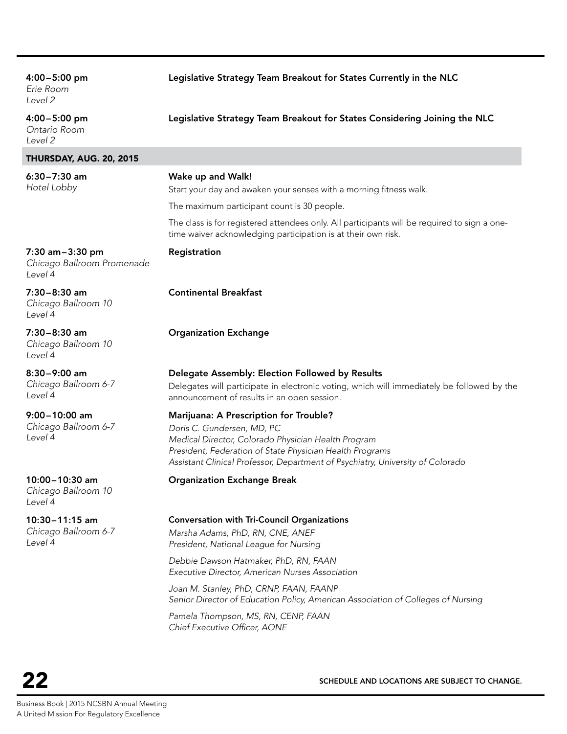**4:00–5:00 pm**
*Erie Room*
*Level 2*

**Legislative Strategy Team Breakout for States Currently in the NLC**

**4:00–5:00 pm**
*Ontario Room*
*Level 2*

**Legislative Strategy Team Breakout for States Considering Joining the NLC**

## THURSDAY, AUG. 20, 2015

**6:30–7:30 am**
*Hotel Lobby*

**Wake up and Walk!**

Start your day and awaken your senses with a morning fitness walk.

The maximum participant count is 30 people.

The class is for registered attendees only. All participants will be required to sign a one-time waiver acknowledging participation is at their own risk.

**7:30 am–3:30 pm**
*Chicago Ballroom Promenade*
*Level 4*

**Registration**

**7:30–8:30 am**
*Chicago Ballroom 10*
*Level 4*

**Continental Breakfast**

**7:30–8:30 am**
*Chicago Ballroom 10*
*Level 4*

**Organization Exchange**

**8:30–9:00 am**
*Chicago Ballroom 6-7*
*Level 4*

**Delegate Assembly: Election Followed by Results**

Delegates will participate in electronic voting, which will immediately be followed by the announcement of results in an open session.

**9:00–10:00 am**
*Chicago Ballroom 6-7*
*Level 4*

**Marijuana: A Prescription for Trouble?**

*Doris C. Gundersen, MD, PC*
*Medical Director, Colorado Physician Health Program*
*President, Federation of State Physician Health Programs*
*Assistant Clinical Professor, Department of Psychiatry, University of Colorado*

**10:00–10:30 am**
*Chicago Ballroom 10*
*Level 4*

**Organization Exchange Break**

**10:30–11:15 am**
*Chicago Ballroom 6-7*
*Level 4*

**Conversation with Tri-Council Organizations**

*Marsha Adams, PhD, RN, CNE, ANEF*
*President, National League for Nursing*

*Debbie Dawson Hatmaker, PhD, RN, FAAN*
*Executive Director, American Nurses Association*

*Joan M. Stanley, PhD, CRNP, FAAN, FAANP*
*Senior Director of Education Policy, American Association of Colleges of Nursing*

*Pamela Thompson, MS, RN, CENP, FAAN*
*Chief Executive Officer, AONE*

SCHEDULE AND LOCATIONS ARE SUBJECT TO CHANGE.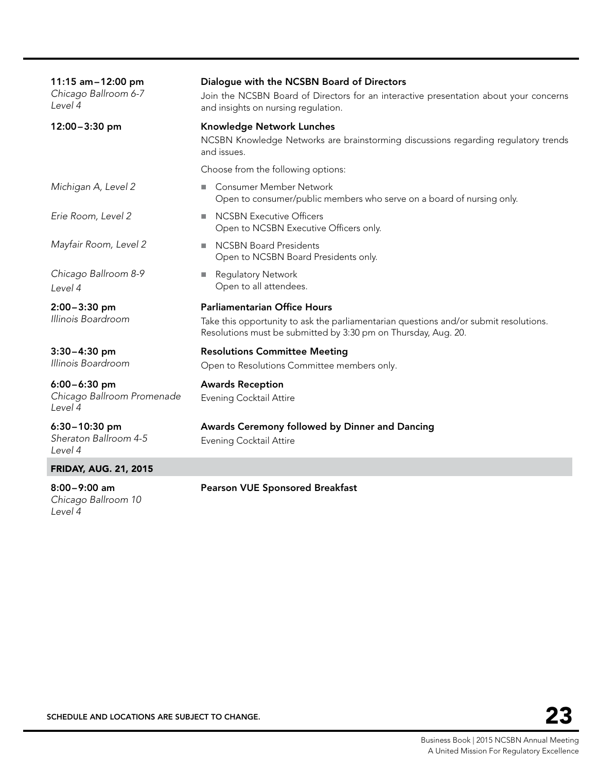**11:15 am–12:00 pm**
*Chicago Ballroom 6-7*
*Level 4*

**Dialogue with the NCSBN Board of Directors**

Join the NCSBN Board of Directors for an interactive presentation about your concerns and insights on nursing regulation.

**12:00–3:30 pm**

**Knowledge Network Lunches**

NCSBN Knowledge Networks are brainstorming discussions regarding regulatory trends and issues.

Choose from the following options:

*Michigan A, Level 2*

- Consumer Member Network
  Open to consumer/public members who serve on a board of nursing only.

*Erie Room, Level 2*

- NCSBN Executive Officers
  Open to NCSBN Executive Officers only.

*Mayfair Room, Level 2*

- NCSBN Board Presidents
  Open to NCSBN Board Presidents only.

*Chicago Ballroom 8-9*
*Level 4*

- Regulatory Network
  Open to all attendees.

**2:00–3:30 pm**
*Illinois Boardroom*

**Parliamentarian Office Hours**

Take this opportunity to ask the parliamentarian questions and/or submit resolutions. Resolutions must be submitted by 3:30 pm on Thursday, Aug. 20.

**3:30–4:30 pm**
*Illinois Boardroom*

**Resolutions Committee Meeting**

Open to Resolutions Committee members only.

**6:00–6:30 pm**
*Chicago Ballroom Promenade*
*Level 4*

**Awards Reception**

Evening Cocktail Attire

**6:30–10:30 pm**
*Sheraton Ballroom 4-5*
*Level 4*

**Awards Ceremony followed by Dinner and Dancing**

Evening Cocktail Attire

## FRIDAY, AUG. 21, 2015

**8:00–9:00 am**
*Chicago Ballroom 10*
*Level 4*

**Pearson VUE Sponsored Breakfast**

SCHEDULE AND LOCATIONS ARE SUBJECT TO CHANGE.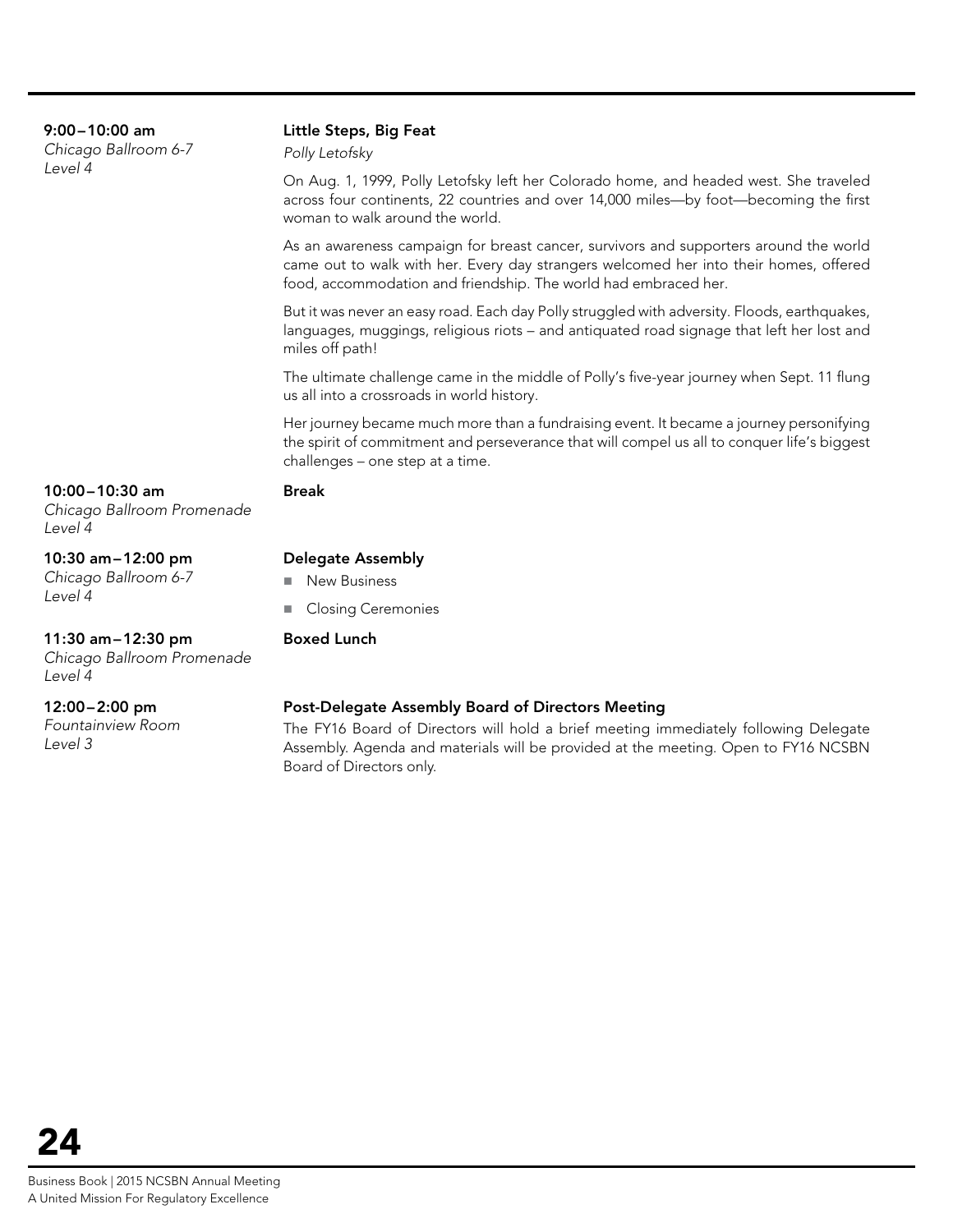**9:00–10:00 am**
*Chicago Ballroom 6-7*
*Level 4*

**Little Steps, Big Feat**

*Polly Letofsky*

On Aug. 1, 1999, Polly Letofsky left her Colorado home, and headed west. She traveled across four continents, 22 countries and over 14,000 miles—by foot—becoming the first woman to walk around the world.

As an awareness campaign for breast cancer, survivors and supporters around the world came out to walk with her. Every day strangers welcomed her into their homes, offered food, accommodation and friendship. The world had embraced her.

But it was never an easy road. Each day Polly struggled with adversity. Floods, earthquakes, languages, muggings, religious riots – and antiquated road signage that left her lost and miles off path!

The ultimate challenge came in the middle of Polly's five-year journey when Sept. 11 flung us all into a crossroads in world history.

Her journey became much more than a fundraising event. It became a journey personifying the spirit of commitment and perseverance that will compel us all to conquer life's biggest challenges – one step at a time.

**10:00–10:30 am**
*Chicago Ballroom Promenade*
*Level 4*

**Break**

**10:30 am–12:00 pm**
*Chicago Ballroom 6-7*
*Level 4*

**Delegate Assembly**

- New Business
- Closing Ceremonies

**11:30 am–12:30 pm**
*Chicago Ballroom Promenade*
*Level 4*

**Boxed Lunch**

**12:00–2:00 pm**
*Fountainview Room*
*Level 3*

**Post-Delegate Assembly Board of Directors Meeting**

The FY16 Board of Directors will hold a brief meeting immediately following Delegate Assembly. Agenda and materials will be provided at the meeting. Open to FY16 NCSBN Board of Directors only.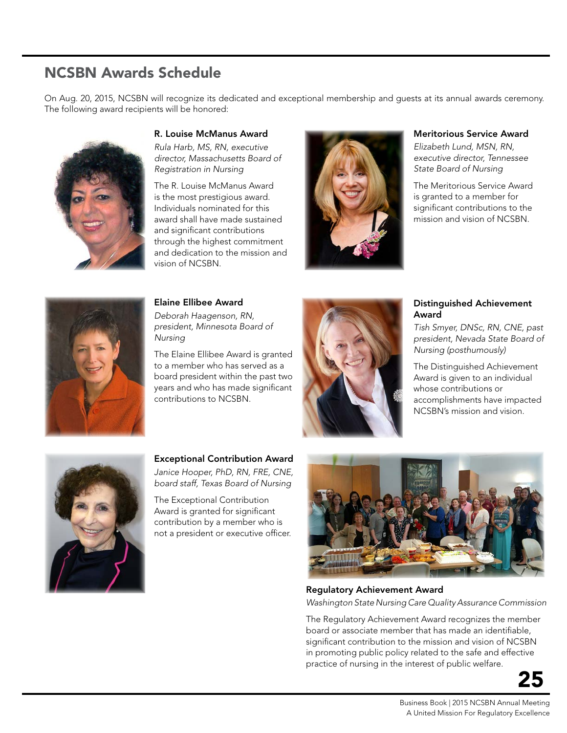## NCSBN Awards Schedule

On Aug. 20, 2015, NCSBN will recognize its dedicated and exceptional membership and guests at its annual awards ceremony. The following award recipients will be honored:

### R. Louise McManus Award

*Rula Harb, MS, RN, executive director, Massachusetts Board of Registration in Nursing*

The R. Louise McManus Award is the most prestigious award. Individuals nominated for this award shall have made sustained and significant contributions through the highest commitment and dedication to the mission and vision of NCSBN.

### Meritorious Service Award

*Elizabeth Lund, MSN, RN, executive director, Tennessee State Board of Nursing*

The Meritorious Service Award is granted to a member for significant contributions to the mission and vision of NCSBN.

### Elaine Ellibee Award

*Deborah Haagenson, RN, president, Minnesota Board of Nursing*

The Elaine Ellibee Award is granted to a member who has served as a board president within the past two years and who has made significant contributions to NCSBN.

### Distinguished Achievement Award

*Tish Smyer, DNSc, RN, CNE, past president, Nevada State Board of Nursing (posthumously)*

The Distinguished Achievement Award is given to an individual whose contributions or accomplishments have impacted NCSBN's mission and vision.

### Exceptional Contribution Award

*Janice Hooper, PhD, RN, FRE, CNE, board staff, Texas Board of Nursing*

The Exceptional Contribution Award is granted for significant contribution by a member who is not a president or executive officer.

### Regulatory Achievement Award

*Washington State Nursing Care Quality Assurance Commission*

The Regulatory Achievement Award recognizes the member board or associate member that has made an identifiable, significant contribution to the mission and vision of NCSBN in promoting public policy related to the safe and effective practice of nursing in the interest of public welfare.